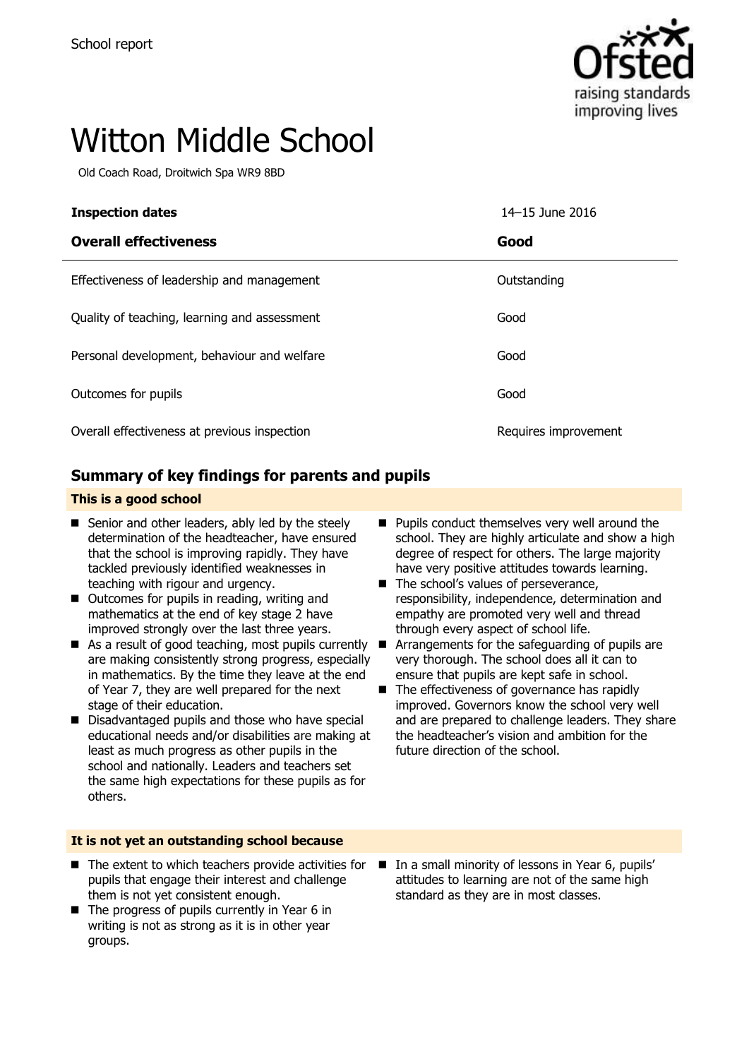School report

# Witton Middle School

Old Coach Road, Droitwich Spa WR9 8BD

| **Inspection dates** | 14–15 June 2016 |
|---|---|
| **Overall effectiveness** | **Good** |
| Effectiveness of leadership and management | Outstanding |
| Quality of teaching, learning and assessment | Good |
| Personal development, behaviour and welfare | Good |
| Outcomes for pupils | Good |
| Overall effectiveness at previous inspection | Requires improvement |

## Summary of key findings for parents and pupils

**This is a good school**

- Senior and other leaders, ably led by the steely determination of the headteacher, have ensured that the school is improving rapidly. They have tackled previously identified weaknesses in teaching with rigour and urgency.
- Outcomes for pupils in reading, writing and mathematics at the end of key stage 2 have improved strongly over the last three years.
- As a result of good teaching, most pupils currently are making consistently strong progress, especially in mathematics. By the time they leave at the end of Year 7, they are well prepared for the next stage of their education.
- Disadvantaged pupils and those who have special educational needs and/or disabilities are making at least as much progress as other pupils in the school and nationally. Leaders and teachers set the same high expectations for these pupils as for others.
- Pupils conduct themselves very well around the school. They are highly articulate and show a high degree of respect for others. The large majority have very positive attitudes towards learning.
- The school's values of perseverance, responsibility, independence, determination and empathy are promoted very well and thread through every aspect of school life.
- Arrangements for the safeguarding of pupils are very thorough. The school does all it can to ensure that pupils are kept safe in school.
- The effectiveness of governance has rapidly improved. Governors know the school very well and are prepared to challenge leaders. They share the headteacher's vision and ambition for the future direction of the school.

**It is not yet an outstanding school because**

- The extent to which teachers provide activities for pupils that engage their interest and challenge them is not yet consistent enough.
- The progress of pupils currently in Year 6 in writing is not as strong as it is in other year groups.
- In a small minority of lessons in Year 6, pupils' attitudes to learning are not of the same high standard as they are in most classes.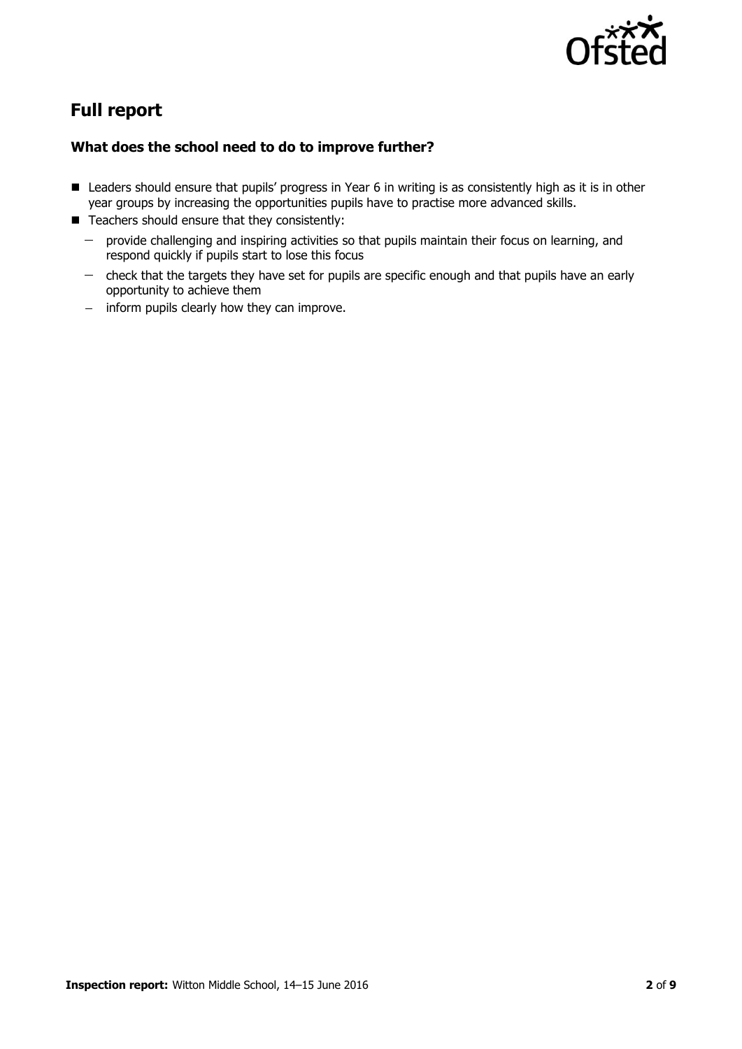## Full report

### What does the school need to do to improve further?

- Leaders should ensure that pupils' progress in Year 6 in writing is as consistently high as it is in other year groups by increasing the opportunities pupils have to practise more advanced skills.
- Teachers should ensure that they consistently:
  - provide challenging and inspiring activities so that pupils maintain their focus on learning, and respond quickly if pupils start to lose this focus
  - check that the targets they have set for pupils are specific enough and that pupils have an early opportunity to achieve them
  - inform pupils clearly how they can improve.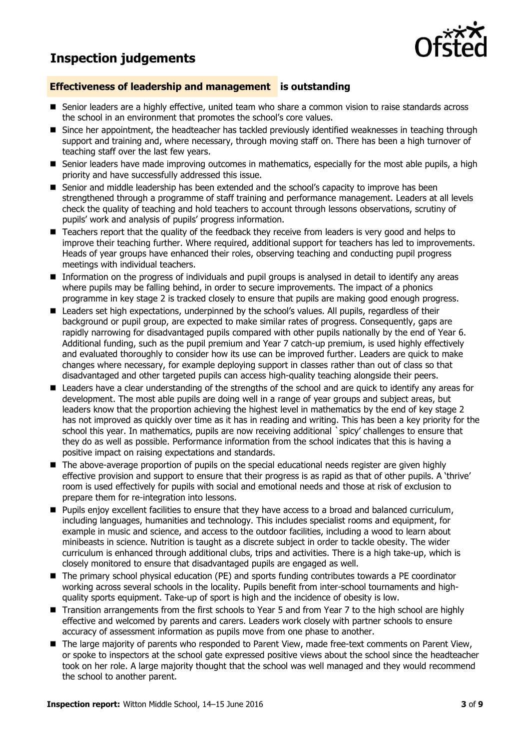# Inspection judgements

### Effectiveness of leadership and management is outstanding

- Senior leaders are a highly effective, united team who share a common vision to raise standards across the school in an environment that promotes the school's core values.
- Since her appointment, the headteacher has tackled previously identified weaknesses in teaching through support and training and, where necessary, through moving staff on. There has been a high turnover of teaching staff over the last few years.
- Senior leaders have made improving outcomes in mathematics, especially for the most able pupils, a high priority and have successfully addressed this issue.
- Senior and middle leadership has been extended and the school's capacity to improve has been strengthened through a programme of staff training and performance management. Leaders at all levels check the quality of teaching and hold teachers to account through lessons observations, scrutiny of pupils' work and analysis of pupils' progress information.
- Teachers report that the quality of the feedback they receive from leaders is very good and helps to improve their teaching further. Where required, additional support for teachers has led to improvements. Heads of year groups have enhanced their roles, observing teaching and conducting pupil progress meetings with individual teachers.
- Information on the progress of individuals and pupil groups is analysed in detail to identify any areas where pupils may be falling behind, in order to secure improvements. The impact of a phonics programme in key stage 2 is tracked closely to ensure that pupils are making good enough progress.
- Leaders set high expectations, underpinned by the school's values. All pupils, regardless of their background or pupil group, are expected to make similar rates of progress. Consequently, gaps are rapidly narrowing for disadvantaged pupils compared with other pupils nationally by the end of Year 6. Additional funding, such as the pupil premium and Year 7 catch-up premium, is used highly effectively and evaluated thoroughly to consider how its use can be improved further. Leaders are quick to make changes where necessary, for example deploying support in classes rather than out of class so that disadvantaged and other targeted pupils can access high-quality teaching alongside their peers.
- Leaders have a clear understanding of the strengths of the school and are quick to identify any areas for development. The most able pupils are doing well in a range of year groups and subject areas, but leaders know that the proportion achieving the highest level in mathematics by the end of key stage 2 has not improved as quickly over time as it has in reading and writing. This has been a key priority for the school this year. In mathematics, pupils are now receiving additional `spicy' challenges to ensure that they do as well as possible. Performance information from the school indicates that this is having a positive impact on raising expectations and standards.
- The above-average proportion of pupils on the special educational needs register are given highly effective provision and support to ensure that their progress is as rapid as that of other pupils. A 'thrive' room is used effectively for pupils with social and emotional needs and those at risk of exclusion to prepare them for re-integration into lessons.
- Pupils enjoy excellent facilities to ensure that they have access to a broad and balanced curriculum, including languages, humanities and technology. This includes specialist rooms and equipment, for example in music and science, and access to the outdoor facilities, including a wood to learn about minibeasts in science. Nutrition is taught as a discrete subject in order to tackle obesity. The wider curriculum is enhanced through additional clubs, trips and activities. There is a high take-up, which is closely monitored to ensure that disadvantaged pupils are engaged as well.
- The primary school physical education (PE) and sports funding contributes towards a PE coordinator working across several schools in the locality. Pupils benefit from inter-school tournaments and high-quality sports equipment. Take-up of sport is high and the incidence of obesity is low.
- Transition arrangements from the first schools to Year 5 and from Year 7 to the high school are highly effective and welcomed by parents and carers. Leaders work closely with partner schools to ensure accuracy of assessment information as pupils move from one phase to another.
- The large majority of parents who responded to Parent View, made free-text comments on Parent View, or spoke to inspectors at the school gate expressed positive views about the school since the headteacher took on her role. A large majority thought that the school was well managed and they would recommend the school to another parent.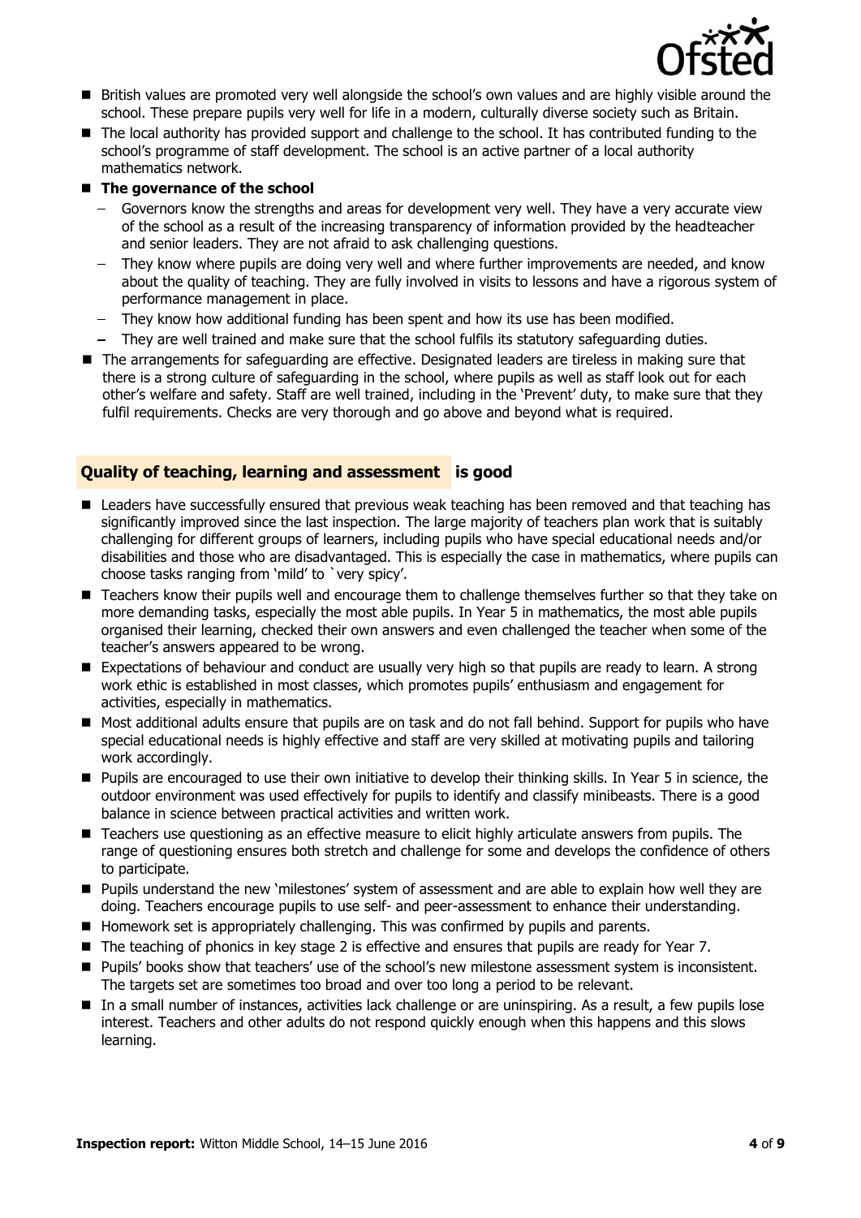- British values are promoted very well alongside the school's own values and are highly visible around the school. These prepare pupils very well for life in a modern, culturally diverse society such as Britain.
- The local authority has provided support and challenge to the school. It has contributed funding to the school's programme of staff development. The school is an active partner of a local authority mathematics network.
- **The governance of the school**
  - Governors know the strengths and areas for development very well. They have a very accurate view of the school as a result of the increasing transparency of information provided by the headteacher and senior leaders. They are not afraid to ask challenging questions.
  - They know where pupils are doing very well and where further improvements are needed, and know about the quality of teaching. They are fully involved in visits to lessons and have a rigorous system of performance management in place.
  - They know how additional funding has been spent and how its use has been modified.
  - They are well trained and make sure that the school fulfils its statutory safeguarding duties.
- The arrangements for safeguarding are effective. Designated leaders are tireless in making sure that there is a strong culture of safeguarding in the school, where pupils as well as staff look out for each other's welfare and safety. Staff are well trained, including in the 'Prevent' duty, to make sure that they fulfil requirements. Checks are very thorough and go above and beyond what is required.

## Quality of teaching, learning and assessment is good

- Leaders have successfully ensured that previous weak teaching has been removed and that teaching has significantly improved since the last inspection. The large majority of teachers plan work that is suitably challenging for different groups of learners, including pupils who have special educational needs and/or disabilities and those who are disadvantaged. This is especially the case in mathematics, where pupils can choose tasks ranging from 'mild' to `very spicy'.
- Teachers know their pupils well and encourage them to challenge themselves further so that they take on more demanding tasks, especially the most able pupils. In Year 5 in mathematics, the most able pupils organised their learning, checked their own answers and even challenged the teacher when some of the teacher's answers appeared to be wrong.
- Expectations of behaviour and conduct are usually very high so that pupils are ready to learn. A strong work ethic is established in most classes, which promotes pupils' enthusiasm and engagement for activities, especially in mathematics.
- Most additional adults ensure that pupils are on task and do not fall behind. Support for pupils who have special educational needs is highly effective and staff are very skilled at motivating pupils and tailoring work accordingly.
- Pupils are encouraged to use their own initiative to develop their thinking skills. In Year 5 in science, the outdoor environment was used effectively for pupils to identify and classify minibeasts. There is a good balance in science between practical activities and written work.
- Teachers use questioning as an effective measure to elicit highly articulate answers from pupils. The range of questioning ensures both stretch and challenge for some and develops the confidence of others to participate.
- Pupils understand the new 'milestones' system of assessment and are able to explain how well they are doing. Teachers encourage pupils to use self- and peer-assessment to enhance their understanding.
- Homework set is appropriately challenging. This was confirmed by pupils and parents.
- The teaching of phonics in key stage 2 is effective and ensures that pupils are ready for Year 7.
- Pupils' books show that teachers' use of the school's new milestone assessment system is inconsistent. The targets set are sometimes too broad and over too long a period to be relevant.
- In a small number of instances, activities lack challenge or are uninspiring. As a result, a few pupils lose interest. Teachers and other adults do not respond quickly enough when this happens and this slows learning.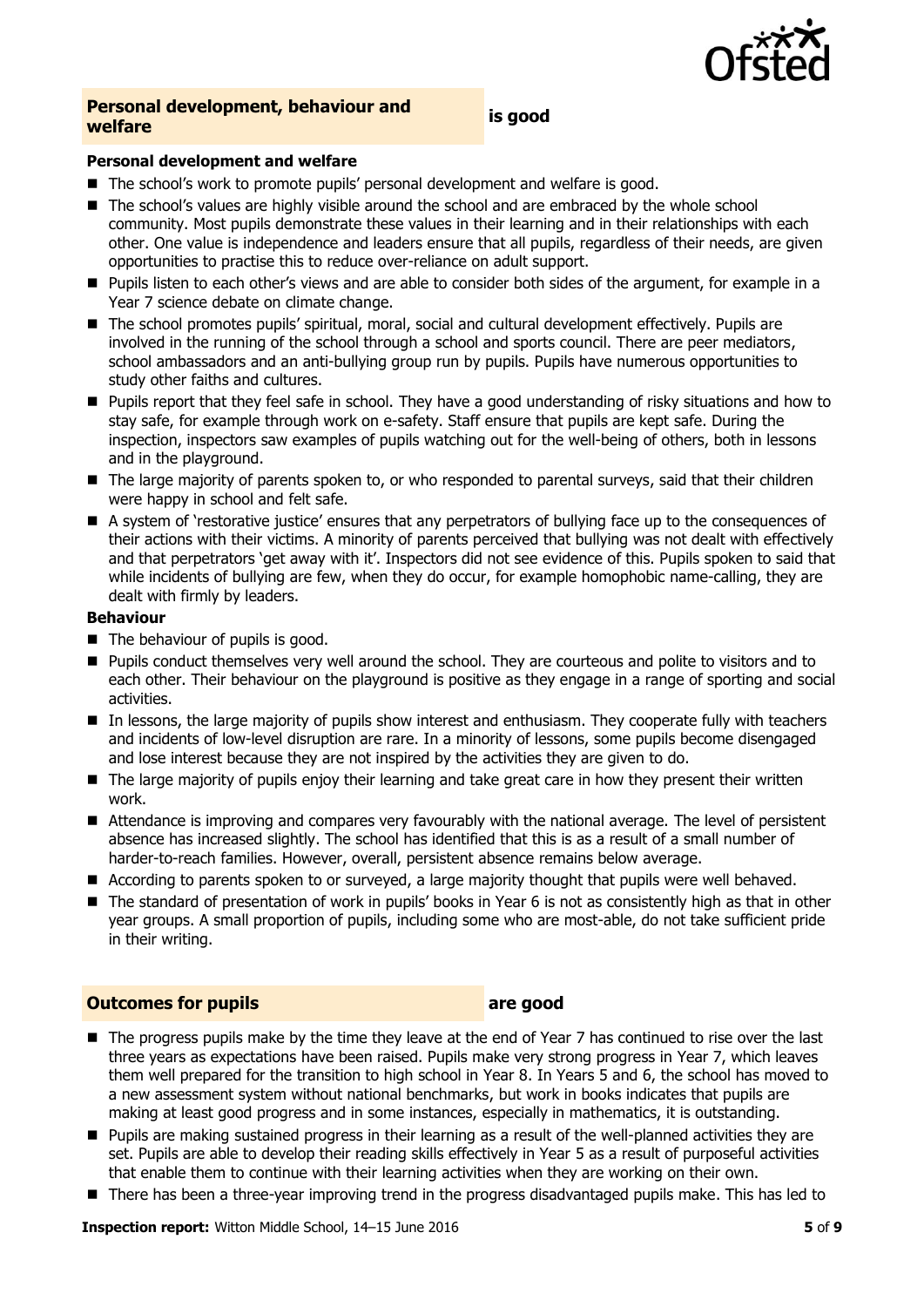## Personal development, behaviour and welfare **is good**

### Personal development and welfare

- The school's work to promote pupils' personal development and welfare is good.
- The school's values are highly visible around the school and are embraced by the whole school community. Most pupils demonstrate these values in their learning and in their relationships with each other. One value is independence and leaders ensure that all pupils, regardless of their needs, are given opportunities to practise this to reduce over-reliance on adult support.
- Pupils listen to each other's views and are able to consider both sides of the argument, for example in a Year 7 science debate on climate change.
- The school promotes pupils' spiritual, moral, social and cultural development effectively. Pupils are involved in the running of the school through a school and sports council. There are peer mediators, school ambassadors and an anti-bullying group run by pupils. Pupils have numerous opportunities to study other faiths and cultures.
- Pupils report that they feel safe in school. They have a good understanding of risky situations and how to stay safe, for example through work on e-safety. Staff ensure that pupils are kept safe. During the inspection, inspectors saw examples of pupils watching out for the well-being of others, both in lessons and in the playground.
- The large majority of parents spoken to, or who responded to parental surveys, said that their children were happy in school and felt safe.
- A system of 'restorative justice' ensures that any perpetrators of bullying face up to the consequences of their actions with their victims. A minority of parents perceived that bullying was not dealt with effectively and that perpetrators 'get away with it'. Inspectors did not see evidence of this. Pupils spoken to said that while incidents of bullying are few, when they do occur, for example homophobic name-calling, they are dealt with firmly by leaders.

### Behaviour

- The behaviour of pupils is good.
- Pupils conduct themselves very well around the school. They are courteous and polite to visitors and to each other. Their behaviour on the playground is positive as they engage in a range of sporting and social activities.
- In lessons, the large majority of pupils show interest and enthusiasm. They cooperate fully with teachers and incidents of low-level disruption are rare. In a minority of lessons, some pupils become disengaged and lose interest because they are not inspired by the activities they are given to do.
- The large majority of pupils enjoy their learning and take great care in how they present their written work.
- Attendance is improving and compares very favourably with the national average. The level of persistent absence has increased slightly. The school has identified that this is as a result of a small number of harder-to-reach families. However, overall, persistent absence remains below average.
- According to parents spoken to or surveyed, a large majority thought that pupils were well behaved.
- The standard of presentation of work in pupils' books in Year 6 is not as consistently high as that in other year groups. A small proportion of pupils, including some who are most-able, do not take sufficient pride in their writing.

## Outcomes for pupils **are good**

- The progress pupils make by the time they leave at the end of Year 7 has continued to rise over the last three years as expectations have been raised. Pupils make very strong progress in Year 7, which leaves them well prepared for the transition to high school in Year 8. In Years 5 and 6, the school has moved to a new assessment system without national benchmarks, but work in books indicates that pupils are making at least good progress and in some instances, especially in mathematics, it is outstanding.
- Pupils are making sustained progress in their learning as a result of the well-planned activities they are set. Pupils are able to develop their reading skills effectively in Year 5 as a result of purposeful activities that enable them to continue with their learning activities when they are working on their own.
- There has been a three-year improving trend in the progress disadvantaged pupils make. This has led to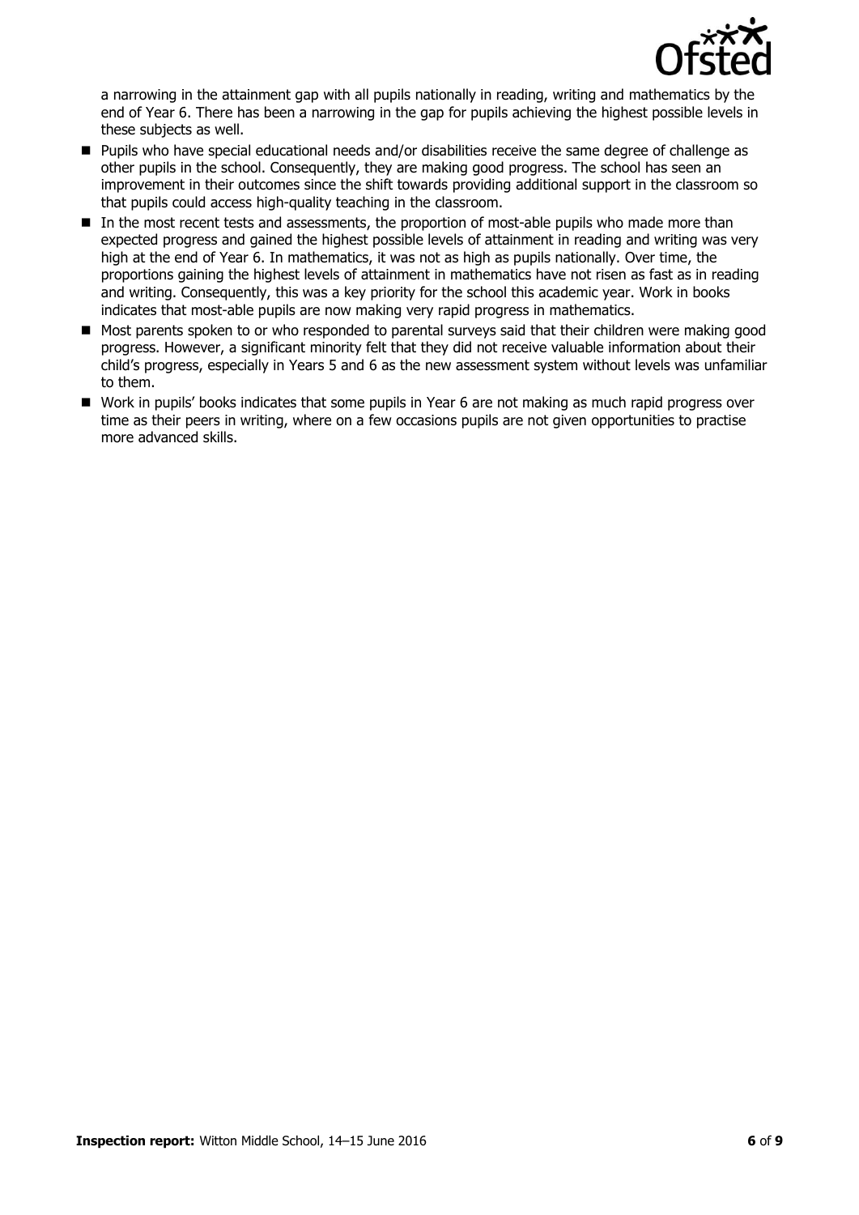a narrowing in the attainment gap with all pupils nationally in reading, writing and mathematics by the end of Year 6. There has been a narrowing in the gap for pupils achieving the highest possible levels in these subjects as well.

- Pupils who have special educational needs and/or disabilities receive the same degree of challenge as other pupils in the school. Consequently, they are making good progress. The school has seen an improvement in their outcomes since the shift towards providing additional support in the classroom so that pupils could access high-quality teaching in the classroom.
- In the most recent tests and assessments, the proportion of most-able pupils who made more than expected progress and gained the highest possible levels of attainment in reading and writing was very high at the end of Year 6. In mathematics, it was not as high as pupils nationally. Over time, the proportions gaining the highest levels of attainment in mathematics have not risen as fast as in reading and writing. Consequently, this was a key priority for the school this academic year. Work in books indicates that most-able pupils are now making very rapid progress in mathematics.
- Most parents spoken to or who responded to parental surveys said that their children were making good progress. However, a significant minority felt that they did not receive valuable information about their child's progress, especially in Years 5 and 6 as the new assessment system without levels was unfamiliar to them.
- Work in pupils' books indicates that some pupils in Year 6 are not making as much rapid progress over time as their peers in writing, where on a few occasions pupils are not given opportunities to practise more advanced skills.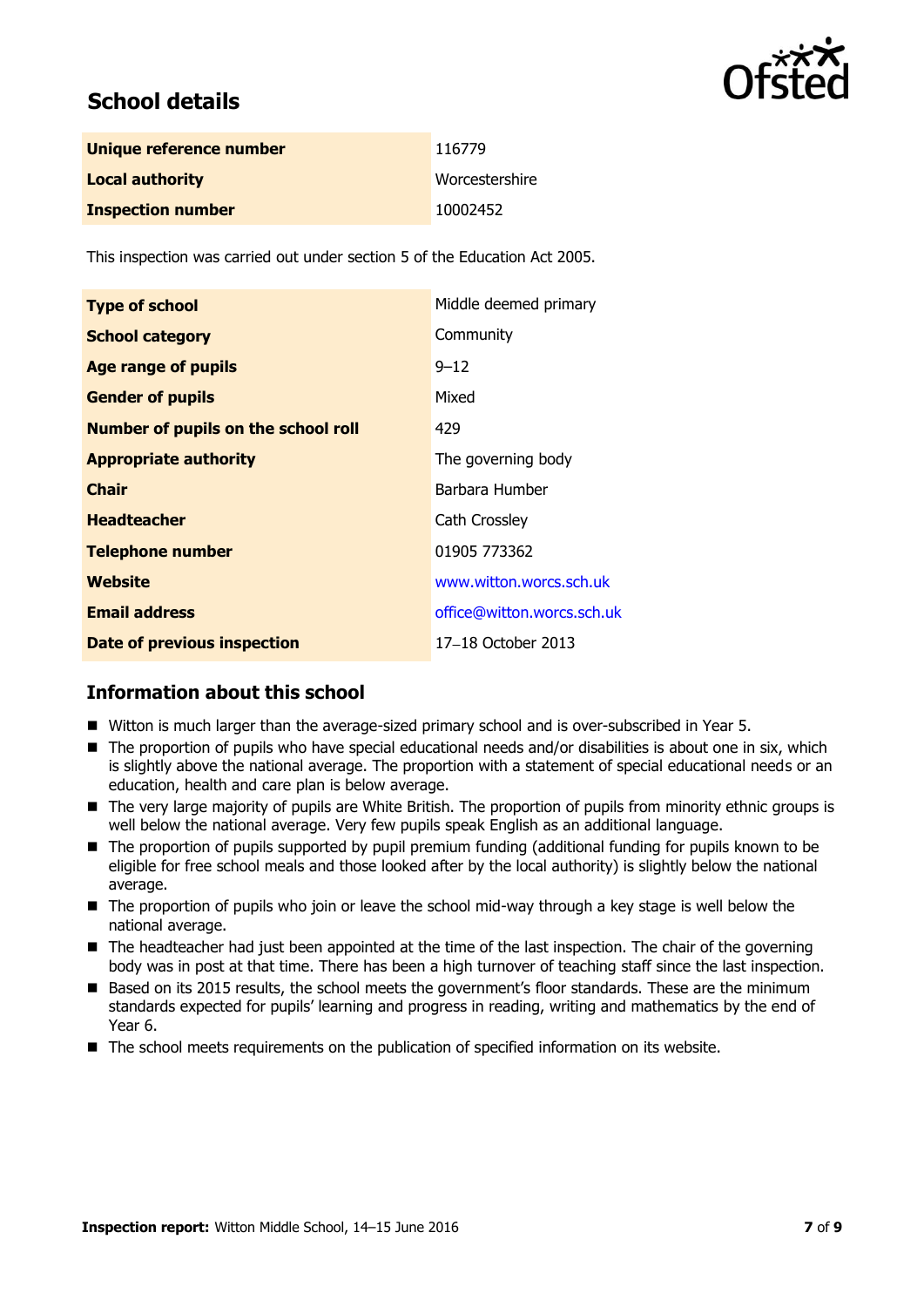## School details

| Unique reference number | 116779 |
| --- | --- |
| Local authority | Worcestershire |
| Inspection number | 10002452 |

This inspection was carried out under section 5 of the Education Act 2005.

| Type of school | Middle deemed primary |
| --- | --- |
| School category | Community |
| Age range of pupils | 9–12 |
| Gender of pupils | Mixed |
| Number of pupils on the school roll | 429 |
| Appropriate authority | The governing body |
| Chair | Barbara Humber |
| Headteacher | Cath Crossley |
| Telephone number | 01905 773362 |
| Website | www.witton.worcs.sch.uk |
| Email address | office@witton.worcs.sch.uk |
| Date of previous inspection | 17–18 October 2013 |

## Information about this school

- Witton is much larger than the average-sized primary school and is over-subscribed in Year 5.
- The proportion of pupils who have special educational needs and/or disabilities is about one in six, which is slightly above the national average. The proportion with a statement of special educational needs or an education, health and care plan is below average.
- The very large majority of pupils are White British. The proportion of pupils from minority ethnic groups is well below the national average. Very few pupils speak English as an additional language.
- The proportion of pupils supported by pupil premium funding (additional funding for pupils known to be eligible for free school meals and those looked after by the local authority) is slightly below the national average.
- The proportion of pupils who join or leave the school mid-way through a key stage is well below the national average.
- The headteacher had just been appointed at the time of the last inspection. The chair of the governing body was in post at that time. There has been a high turnover of teaching staff since the last inspection.
- Based on its 2015 results, the school meets the government's floor standards. These are the minimum standards expected for pupils' learning and progress in reading, writing and mathematics by the end of Year 6.
- The school meets requirements on the publication of specified information on its website.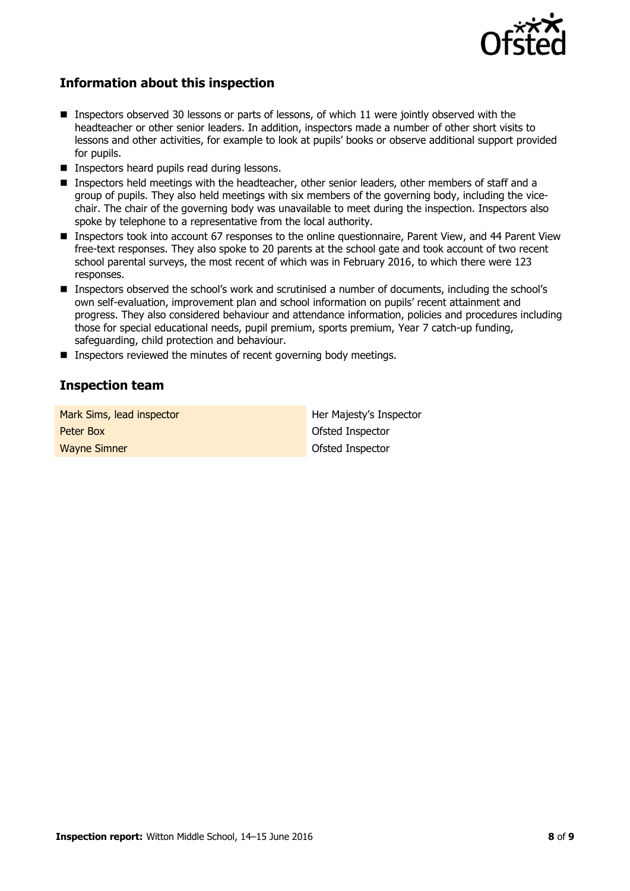## Information about this inspection

- Inspectors observed 30 lessons or parts of lessons, of which 11 were jointly observed with the headteacher or other senior leaders. In addition, inspectors made a number of other short visits to lessons and other activities, for example to look at pupils' books or observe additional support provided for pupils.
- Inspectors heard pupils read during lessons.
- Inspectors held meetings with the headteacher, other senior leaders, other members of staff and a group of pupils. They also held meetings with six members of the governing body, including the vice-chair. The chair of the governing body was unavailable to meet during the inspection. Inspectors also spoke by telephone to a representative from the local authority.
- Inspectors took into account 67 responses to the online questionnaire, Parent View, and 44 Parent View free-text responses. They also spoke to 20 parents at the school gate and took account of two recent school parental surveys, the most recent of which was in February 2016, to which there were 123 responses.
- Inspectors observed the school's work and scrutinised a number of documents, including the school's own self-evaluation, improvement plan and school information on pupils' recent attainment and progress. They also considered behaviour and attendance information, policies and procedures including those for special educational needs, pupil premium, sports premium, Year 7 catch-up funding, safeguarding, child protection and behaviour.
- Inspectors reviewed the minutes of recent governing body meetings.

## Inspection team

| | |
|---|---|
| Mark Sims, lead inspector | Her Majesty's Inspector |
| Peter Box | Ofsted Inspector |
| Wayne Simner | Ofsted Inspector |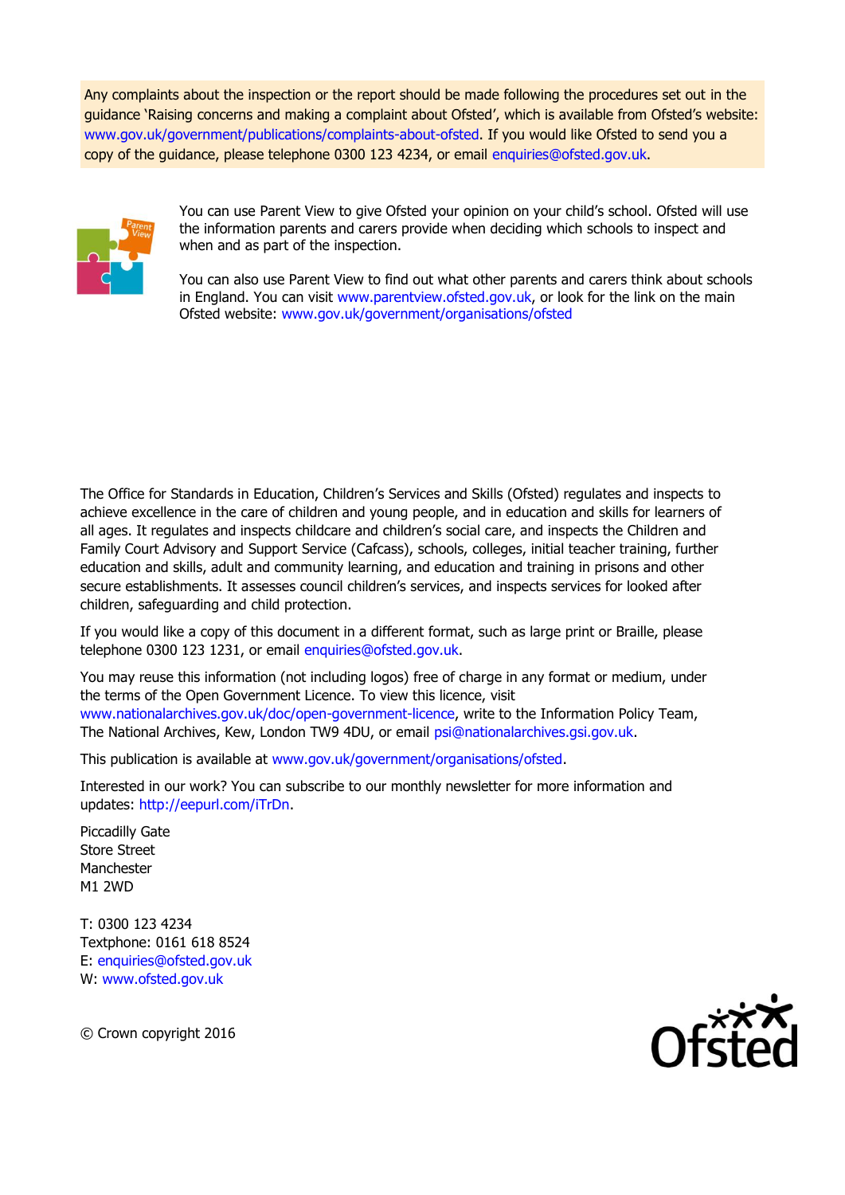Any complaints about the inspection or the report should be made following the procedures set out in the guidance 'Raising concerns and making a complaint about Ofsted', which is available from Ofsted's website: www.gov.uk/government/publications/complaints-about-ofsted. If you would like Ofsted to send you a copy of the guidance, please telephone 0300 123 4234, or email enquiries@ofsted.gov.uk.

You can use Parent View to give Ofsted your opinion on your child's school. Ofsted will use the information parents and carers provide when deciding which schools to inspect and when and as part of the inspection.

You can also use Parent View to find out what other parents and carers think about schools in England. You can visit www.parentview.ofsted.gov.uk, or look for the link on the main Ofsted website: www.gov.uk/government/organisations/ofsted

The Office for Standards in Education, Children's Services and Skills (Ofsted) regulates and inspects to achieve excellence in the care of children and young people, and in education and skills for learners of all ages. It regulates and inspects childcare and children's social care, and inspects the Children and Family Court Advisory and Support Service (Cafcass), schools, colleges, initial teacher training, further education and skills, adult and community learning, and education and training in prisons and other secure establishments. It assesses council children's services, and inspects services for looked after children, safeguarding and child protection.

If you would like a copy of this document in a different format, such as large print or Braille, please telephone 0300 123 1231, or email enquiries@ofsted.gov.uk.

You may reuse this information (not including logos) free of charge in any format or medium, under the terms of the Open Government Licence. To view this licence, visit www.nationalarchives.gov.uk/doc/open-government-licence, write to the Information Policy Team, The National Archives, Kew, London TW9 4DU, or email psi@nationalarchives.gsi.gov.uk.

This publication is available at www.gov.uk/government/organisations/ofsted.

Interested in our work? You can subscribe to our monthly newsletter for more information and updates: http://eepurl.com/iTrDn.

Piccadilly Gate
Store Street
Manchester
M1 2WD

T: 0300 123 4234
Textphone: 0161 618 8524
E: enquiries@ofsted.gov.uk
W: www.ofsted.gov.uk

© Crown copyright 2016